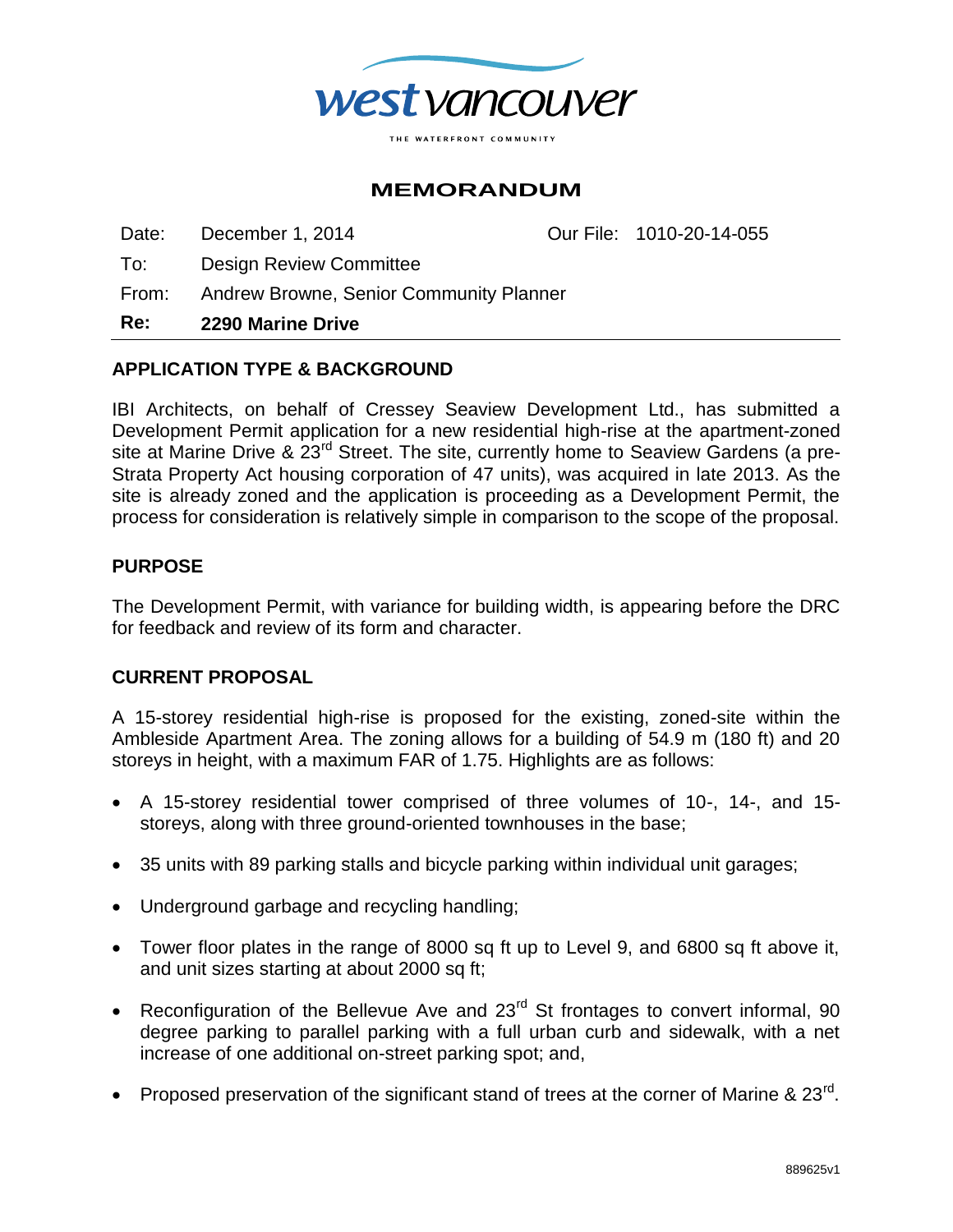west vancouver

THE WATERFRONT COMMUNITY

# MEMORANDUM

| | | | |
|---|---|---|---|
| Date: | December 1, 2014 | Our File: | 1010-20-14-055 |
| To: | Design Review Committee | | |
| From: | Andrew Browne, Senior Community Planner | | |
| **Re:** | **2290 Marine Drive** | | |

## APPLICATION TYPE & BACKGROUND

IBI Architects, on behalf of Cressey Seaview Development Ltd., has submitted a Development Permit application for a new residential high-rise at the apartment-zoned site at Marine Drive & 23rd Street. The site, currently home to Seaview Gardens (a pre-Strata Property Act housing corporation of 47 units), was acquired in late 2013. As the site is already zoned and the application is proceeding as a Development Permit, the process for consideration is relatively simple in comparison to the scope of the proposal.

## PURPOSE

The Development Permit, with variance for building width, is appearing before the DRC for feedback and review of its form and character.

## CURRENT PROPOSAL

A 15-storey residential high-rise is proposed for the existing, zoned-site within the Ambleside Apartment Area. The zoning allows for a building of 54.9 m (180 ft) and 20 storeys in height, with a maximum FAR of 1.75. Highlights are as follows:

- A 15-storey residential tower comprised of three volumes of 10-, 14-, and 15-storeys, along with three ground-oriented townhouses in the base;
- 35 units with 89 parking stalls and bicycle parking within individual unit garages;
- Underground garbage and recycling handling;
- Tower floor plates in the range of 8000 sq ft up to Level 9, and 6800 sq ft above it, and unit sizes starting at about 2000 sq ft;
- Reconfiguration of the Bellevue Ave and 23rd St frontages to convert informal, 90 degree parking to parallel parking with a full urban curb and sidewalk, with a net increase of one additional on-street parking spot; and,
- Proposed preservation of the significant stand of trees at the corner of Marine & 23rd.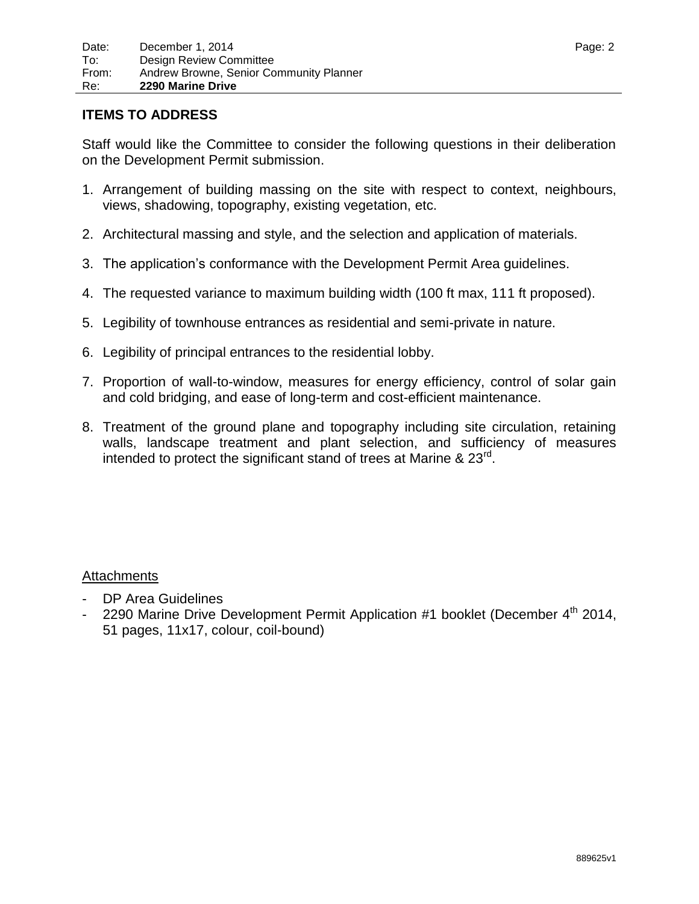## ITEMS TO ADDRESS

Staff would like the Committee to consider the following questions in their deliberation on the Development Permit submission.

1. Arrangement of building massing on the site with respect to context, neighbours, views, shadowing, topography, existing vegetation, etc.
2. Architectural massing and style, and the selection and application of materials.
3. The application's conformance with the Development Permit Area guidelines.
4. The requested variance to maximum building width (100 ft max, 111 ft proposed).
5. Legibility of townhouse entrances as residential and semi-private in nature.
6. Legibility of principal entrances to the residential lobby.
7. Proportion of wall-to-window, measures for energy efficiency, control of solar gain and cold bridging, and ease of long-term and cost-efficient maintenance.
8. Treatment of the ground plane and topography including site circulation, retaining walls, landscape treatment and plant selection, and sufficiency of measures intended to protect the significant stand of trees at Marine & 23rd.

<u>Attachments</u>

- DP Area Guidelines
- 2290 Marine Drive Development Permit Application #1 booklet (December 4th 2014, 51 pages, 11x17, colour, coil-bound)

889625v1